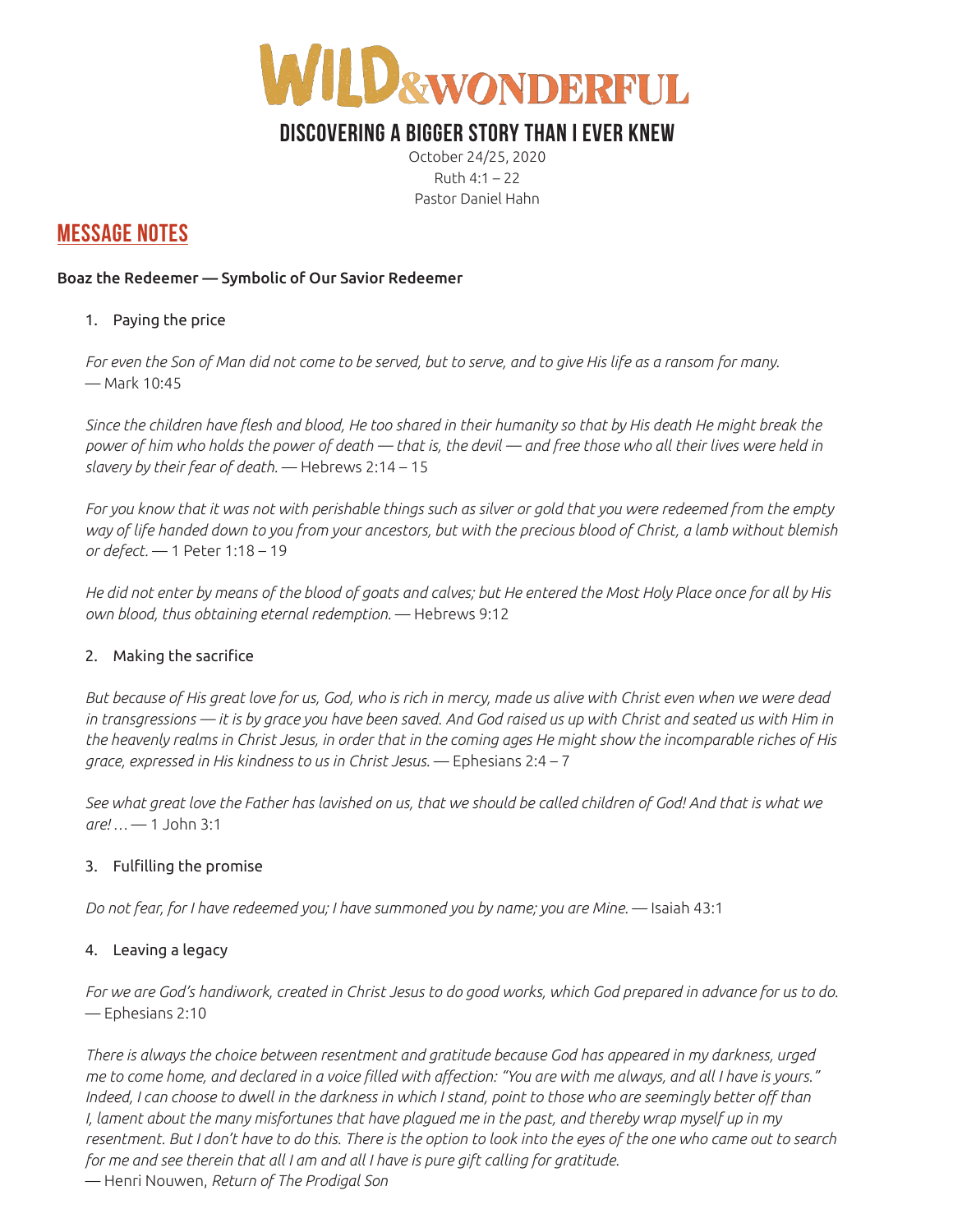# WILD & WONDERFUL

## DISCOVERING A BIGGER STORY THAN I EVER KNEW

October 24/25, 2020
Ruth 4:1 – 22
Pastor Daniel Hahn

## MESSAGE NOTES

**Boaz the Redeemer — Symbolic of Our Savior Redeemer**

1. Paying the price

*For even the Son of Man did not come to be served, but to serve, and to give His life as a ransom for many.* — Mark 10:45

*Since the children have flesh and blood, He too shared in their humanity so that by His death He might break the power of him who holds the power of death — that is, the devil — and free those who all their lives were held in slavery by their fear of death.* — Hebrews 2:14 – 15

*For you know that it was not with perishable things such as silver or gold that you were redeemed from the empty way of life handed down to you from your ancestors, but with the precious blood of Christ, a lamb without blemish or defect.* — 1 Peter 1:18 – 19

*He did not enter by means of the blood of goats and calves; but He entered the Most Holy Place once for all by His own blood, thus obtaining eternal redemption.* — Hebrews 9:12

2. Making the sacrifice

*But because of His great love for us, God, who is rich in mercy, made us alive with Christ even when we were dead in transgressions — it is by grace you have been saved. And God raised us up with Christ and seated us with Him in the heavenly realms in Christ Jesus, in order that in the coming ages He might show the incomparable riches of His grace, expressed in His kindness to us in Christ Jesus.* — Ephesians 2:4 – 7

*See what great love the Father has lavished on us, that we should be called children of God! And that is what we are! …* — 1 John 3:1

3. Fulfilling the promise

*Do not fear, for I have redeemed you; I have summoned you by name; you are Mine.* — Isaiah 43:1

4. Leaving a legacy

*For we are God's handiwork, created in Christ Jesus to do good works, which God prepared in advance for us to do.* — Ephesians 2:10

*There is always the choice between resentment and gratitude because God has appeared in my darkness, urged me to come home, and declared in a voice filled with affection: "You are with me always, and all I have is yours." Indeed, I can choose to dwell in the darkness in which I stand, point to those who are seemingly better off than I, lament about the many misfortunes that have plagued me in the past, and thereby wrap myself up in my resentment. But I don't have to do this. There is the option to look into the eyes of the one who came out to search for me and see therein that all I am and all I have is pure gift calling for gratitude.*
— Henri Nouwen, *Return of The Prodigal Son*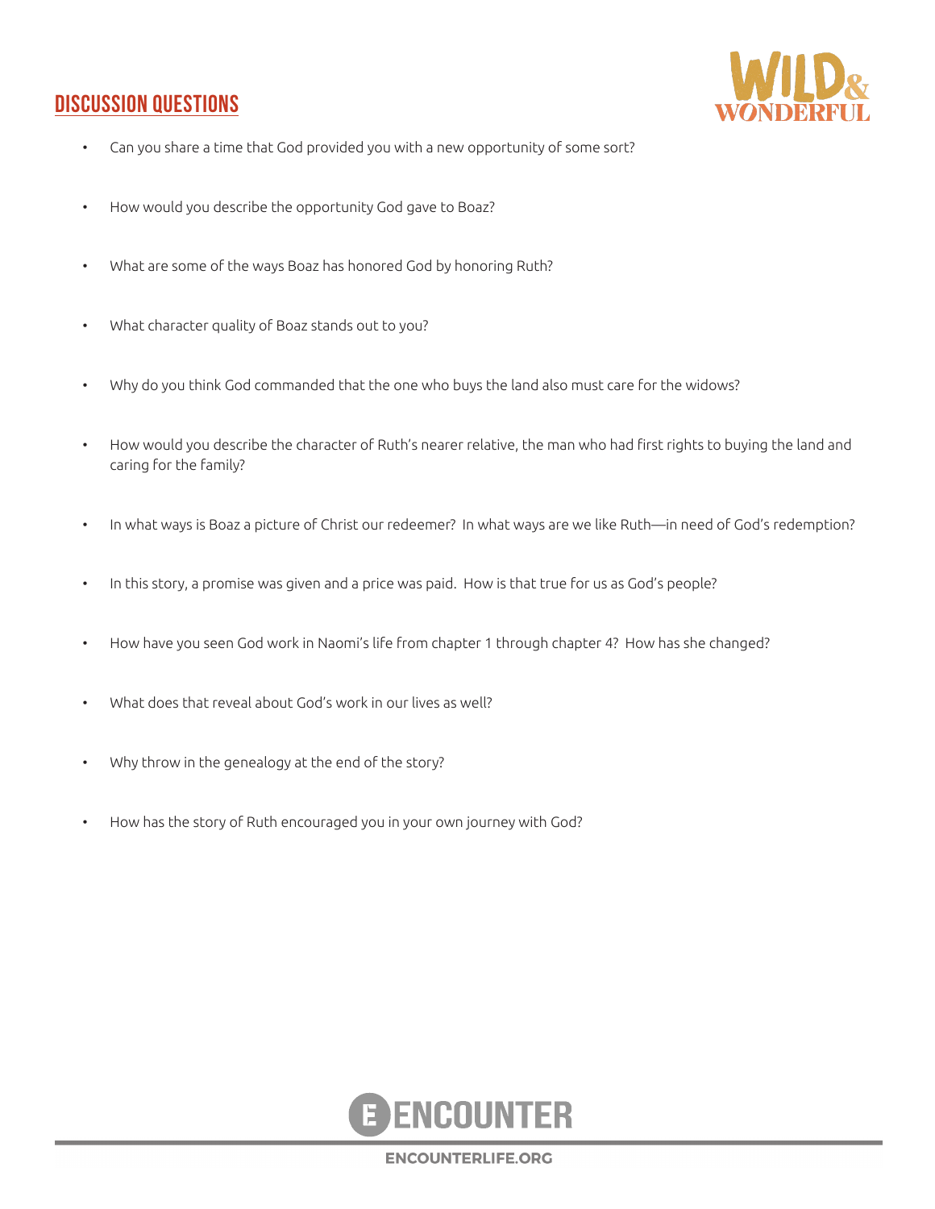## DISCUSSION QUESTIONS

- Can you share a time that God provided you with a new opportunity of some sort?
- How would you describe the opportunity God gave to Boaz?
- What are some of the ways Boaz has honored God by honoring Ruth?
- What character quality of Boaz stands out to you?
- Why do you think God commanded that the one who buys the land also must care for the widows?
- How would you describe the character of Ruth's nearer relative, the man who had first rights to buying the land and caring for the family?
- In what ways is Boaz a picture of Christ our redeemer? In what ways are we like Ruth—in need of God's redemption?
- In this story, a promise was given and a price was paid. How is that true for us as God's people?
- How have you seen God work in Naomi's life from chapter 1 through chapter 4? How has she changed?
- What does that reveal about God's work in our lives as well?
- Why throw in the genealogy at the end of the story?
- How has the story of Ruth encouraged you in your own journey with God?